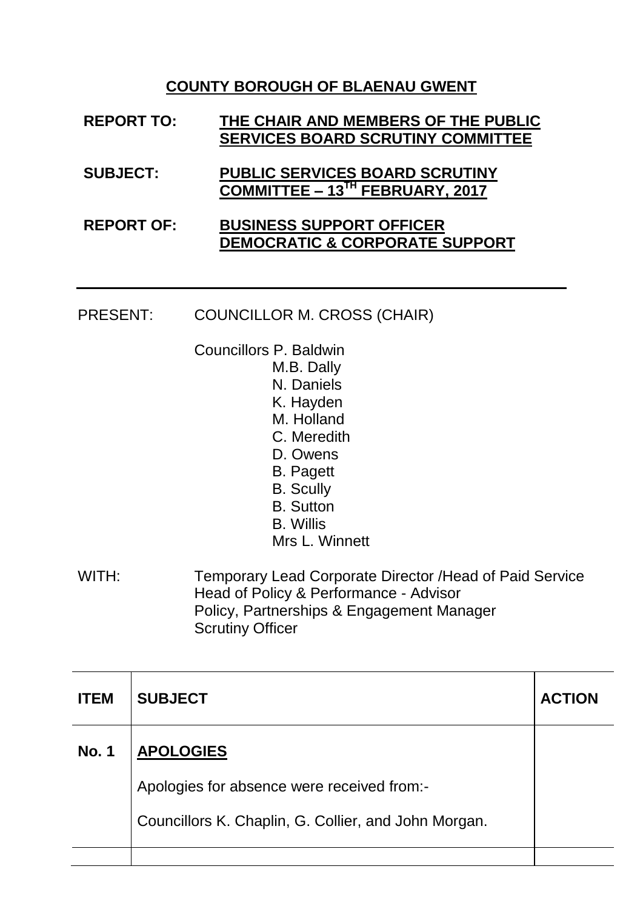## COUNTY BOROUGH OF BLAENAU GWENT

**REPORT TO:** **THE CHAIR AND MEMBERS OF THE PUBLIC SERVICES BOARD SCRUTINY COMMITTEE**

**SUBJECT:** **PUBLIC SERVICES BOARD SCRUTINY COMMITTEE – 13TH FEBRUARY, 2017**

**REPORT OF:** **BUSINESS SUPPORT OFFICER DEMOCRATIC & CORPORATE SUPPORT**

---

PRESENT: COUNCILLOR M. CROSS (CHAIR)

Councillors P. Baldwin
M.B. Dally
N. Daniels
K. Hayden
M. Holland
C. Meredith
D. Owens
B. Pagett
B. Scully
B. Sutton
B. Willis
Mrs L. Winnett

WITH: Temporary Lead Corporate Director /Head of Paid Service
Head of Policy & Performance - Advisor
Policy, Partnerships & Engagement Manager
Scrutiny Officer

| ITEM | SUBJECT | ACTION |
|---|---|---|
| No. 1 | **APOLOGIES**<br><br>Apologies for absence were received from:-<br><br>Councillors K. Chaplin, G. Collier, and John Morgan. | |
| | | |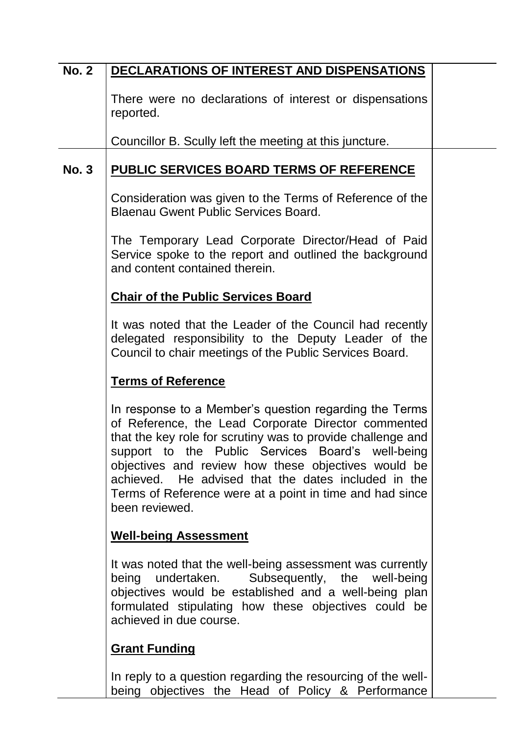| | | |
|---|---|---|
| **No. 2** | **DECLARATIONS OF INTEREST AND DISPENSATIONS**<br><br>There were no declarations of interest or dispensations reported.<br><br>Councillor B. Scully left the meeting at this juncture. | |
| **No. 3** | **PUBLIC SERVICES BOARD TERMS OF REFERENCE**<br><br>Consideration was given to the Terms of Reference of the Blaenau Gwent Public Services Board.<br><br>The Temporary Lead Corporate Director/Head of Paid Service spoke to the report and outlined the background and content contained therein.<br><br>**Chair of the Public Services Board**<br><br>It was noted that the Leader of the Council had recently delegated responsibility to the Deputy Leader of the Council to chair meetings of the Public Services Board.<br><br>**Terms of Reference**<br><br>In response to a Member's question regarding the Terms of Reference, the Lead Corporate Director commented that the key role for scrutiny was to provide challenge and support to the Public Services Board's well-being objectives and review how these objectives would be achieved. He advised that the dates included in the Terms of Reference were at a point in time and had since been reviewed.<br><br>**Well-being Assessment**<br><br>It was noted that the well-being assessment was currently being undertaken. Subsequently, the well-being objectives would be established and a well-being plan formulated stipulating how these objectives could be achieved in due course.<br><br>**Grant Funding**<br><br>In reply to a question regarding the resourcing of the well-being objectives the Head of Policy & Performance | |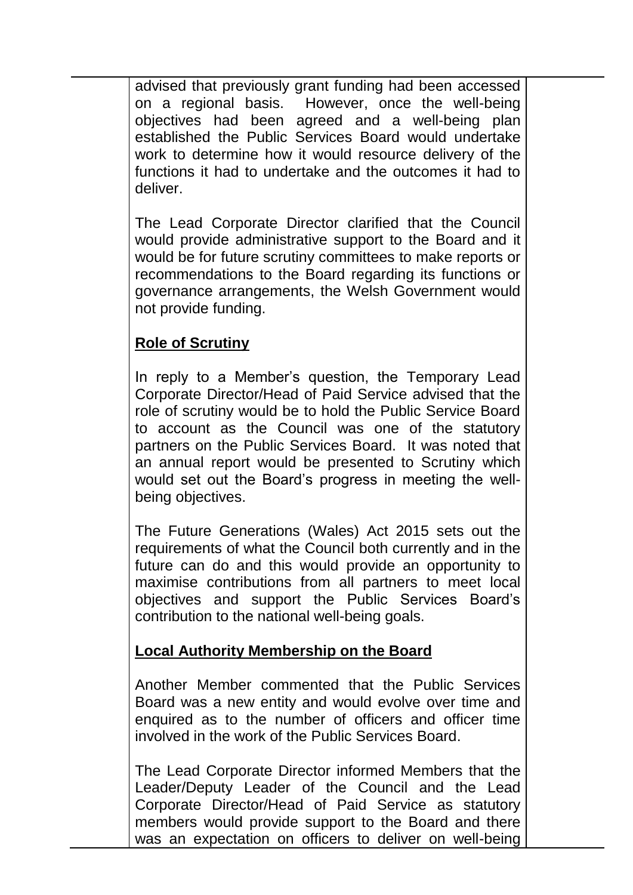advised that previously grant funding had been accessed on a regional basis. However, once the well-being objectives had been agreed and a well-being plan established the Public Services Board would undertake work to determine how it would resource delivery of the functions it had to undertake and the outcomes it had to deliver.

The Lead Corporate Director clarified that the Council would provide administrative support to the Board and it would be for future scrutiny committees to make reports or recommendations to the Board regarding its functions or governance arrangements, the Welsh Government would not provide funding.

**Role of Scrutiny**

In reply to a Member's question, the Temporary Lead Corporate Director/Head of Paid Service advised that the role of scrutiny would be to hold the Public Service Board to account as the Council was one of the statutory partners on the Public Services Board. It was noted that an annual report would be presented to Scrutiny which would set out the Board's progress in meeting the well-being objectives.

The Future Generations (Wales) Act 2015 sets out the requirements of what the Council both currently and in the future can do and this would provide an opportunity to maximise contributions from all partners to meet local objectives and support the Public Services Board's contribution to the national well-being goals.

**Local Authority Membership on the Board**

Another Member commented that the Public Services Board was a new entity and would evolve over time and enquired as to the number of officers and officer time involved in the work of the Public Services Board.

The Lead Corporate Director informed Members that the Leader/Deputy Leader of the Council and the Lead Corporate Director/Head of Paid Service as statutory members would provide support to the Board and there was an expectation on officers to deliver on well-being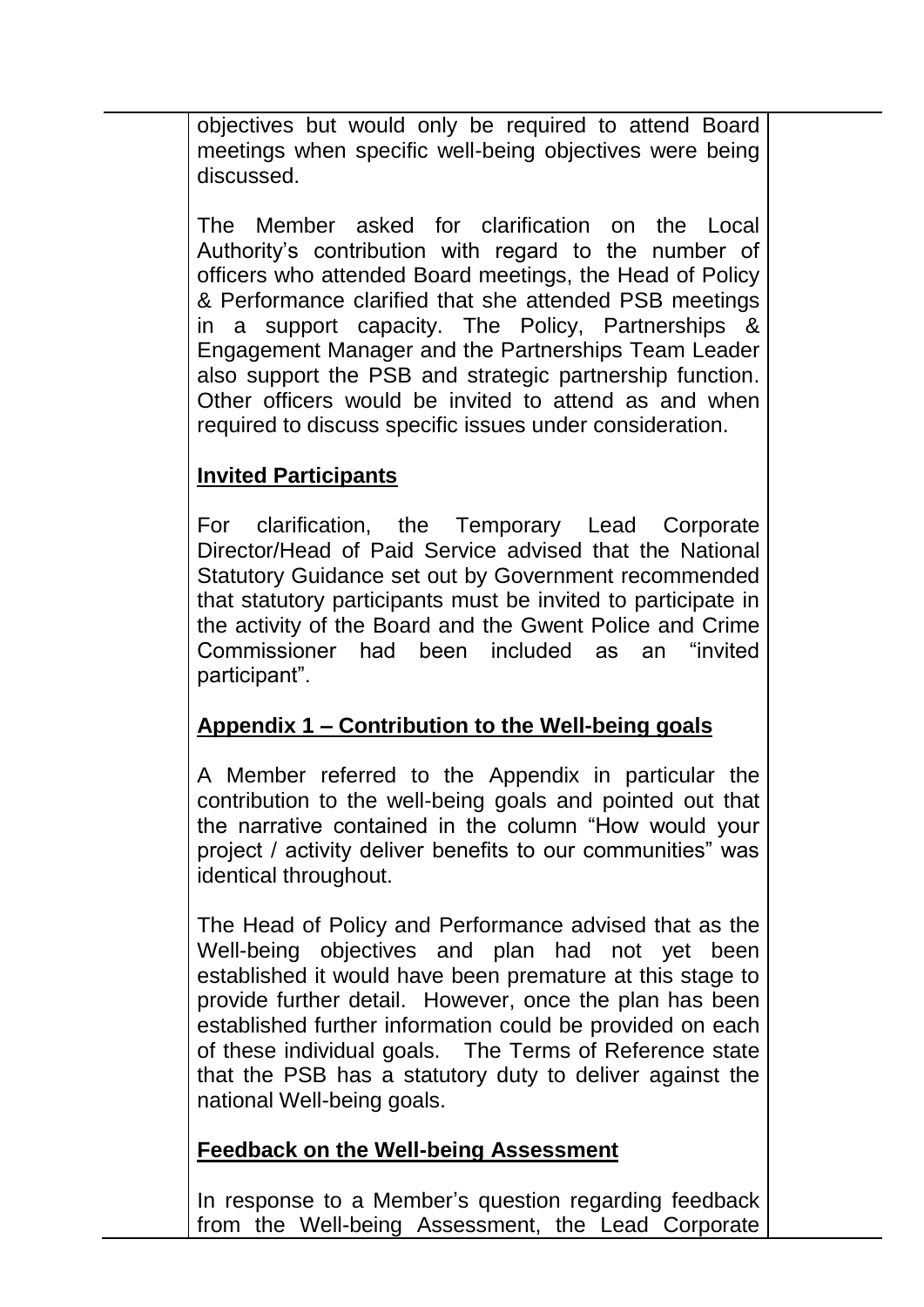objectives but would only be required to attend Board meetings when specific well-being objectives were being discussed.

The Member asked for clarification on the Local Authority's contribution with regard to the number of officers who attended Board meetings, the Head of Policy & Performance clarified that she attended PSB meetings in a support capacity. The Policy, Partnerships & Engagement Manager and the Partnerships Team Leader also support the PSB and strategic partnership function. Other officers would be invited to attend as and when required to discuss specific issues under consideration.

**Invited Participants**

For clarification, the Temporary Lead Corporate Director/Head of Paid Service advised that the National Statutory Guidance set out by Government recommended that statutory participants must be invited to participate in the activity of the Board and the Gwent Police and Crime Commissioner had been included as an "invited participant".

**Appendix 1 – Contribution to the Well-being goals**

A Member referred to the Appendix in particular the contribution to the well-being goals and pointed out that the narrative contained in the column "How would your project / activity deliver benefits to our communities" was identical throughout.

The Head of Policy and Performance advised that as the Well-being objectives and plan had not yet been established it would have been premature at this stage to provide further detail. However, once the plan has been established further information could be provided on each of these individual goals. The Terms of Reference state that the PSB has a statutory duty to deliver against the national Well-being goals.

**Feedback on the Well-being Assessment**

In response to a Member's question regarding feedback from the Well-being Assessment, the Lead Corporate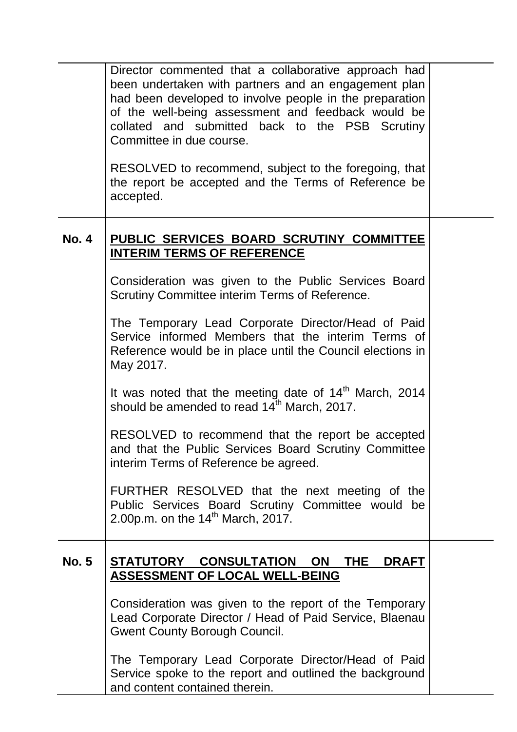| | | |
|---|---|---|
| | Director commented that a collaborative approach had been undertaken with partners and an engagement plan had been developed to involve people in the preparation of the well-being assessment and feedback would be collated and submitted back to the PSB Scrutiny Committee in due course.<br><br>RESOLVED to recommend, subject to the foregoing, that the report be accepted and the Terms of Reference be accepted. | |
| **No. 4** | **PUBLIC SERVICES BOARD SCRUTINY COMMITTEE INTERIM TERMS OF REFERENCE**<br><br>Consideration was given to the Public Services Board Scrutiny Committee interim Terms of Reference.<br><br>The Temporary Lead Corporate Director/Head of Paid Service informed Members that the interim Terms of Reference would be in place until the Council elections in May 2017.<br><br>It was noted that the meeting date of 14th March, 2014 should be amended to read 14th March, 2017.<br><br>RESOLVED to recommend that the report be accepted and that the Public Services Board Scrutiny Committee interim Terms of Reference be agreed.<br><br>FURTHER RESOLVED that the next meeting of the Public Services Board Scrutiny Committee would be 2.00p.m. on the 14th March, 2017. | |
| **No. 5** | **STATUTORY CONSULTATION ON THE DRAFT ASSESSMENT OF LOCAL WELL-BEING**<br><br>Consideration was given to the report of the Temporary Lead Corporate Director / Head of Paid Service, Blaenau Gwent County Borough Council.<br><br>The Temporary Lead Corporate Director/Head of Paid Service spoke to the report and outlined the background and content contained therein. | |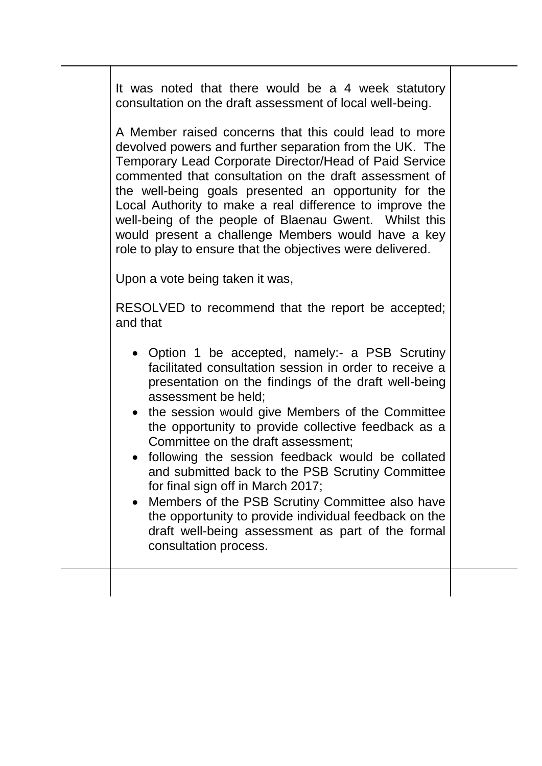It was noted that there would be a 4 week statutory consultation on the draft assessment of local well-being.

A Member raised concerns that this could lead to more devolved powers and further separation from the UK. The Temporary Lead Corporate Director/Head of Paid Service commented that consultation on the draft assessment of the well-being goals presented an opportunity for the Local Authority to make a real difference to improve the well-being of the people of Blaenau Gwent. Whilst this would present a challenge Members would have a key role to play to ensure that the objectives were delivered.

Upon a vote being taken it was,

RESOLVED to recommend that the report be accepted; and that

- Option 1 be accepted, namely:- a PSB Scrutiny facilitated consultation session in order to receive a presentation on the findings of the draft well-being assessment be held;
- the session would give Members of the Committee the opportunity to provide collective feedback as a Committee on the draft assessment;
- following the session feedback would be collated and submitted back to the PSB Scrutiny Committee for final sign off in March 2017;
- Members of the PSB Scrutiny Committee also have the opportunity to provide individual feedback on the draft well-being assessment as part of the formal consultation process.